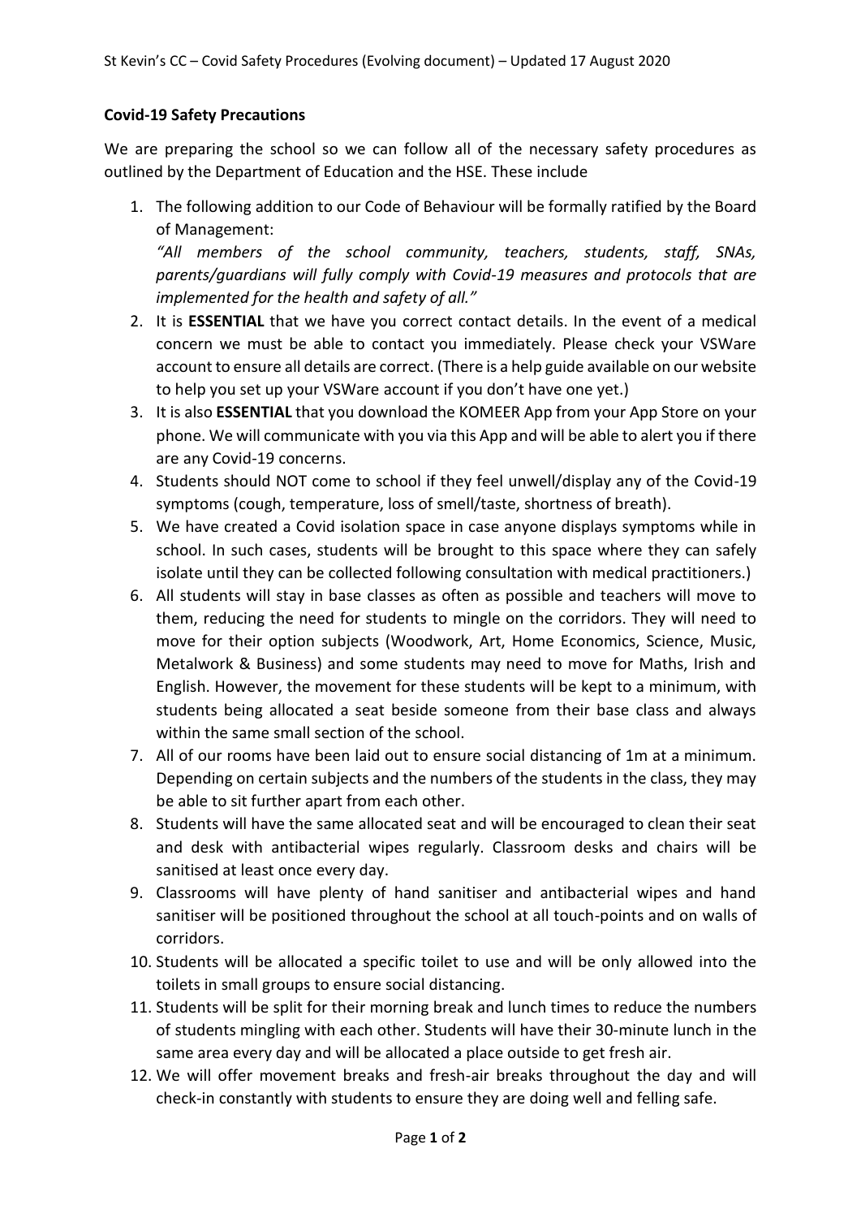**Covid-19 Safety Precautions**

We are preparing the school so we can follow all of the necessary safety procedures as outlined by the Department of Education and the HSE. These include

1. The following addition to our Code of Behaviour will be formally ratified by the Board of Management:
   *"All members of the school community, teachers, students, staff, SNAs, parents/guardians will fully comply with Covid-19 measures and protocols that are implemented for the health and safety of all."*
2. It is **ESSENTIAL** that we have you correct contact details. In the event of a medical concern we must be able to contact you immediately. Please check your VSWare account to ensure all details are correct. (There is a help guide available on our website to help you set up your VSWare account if you don't have one yet.)
3. It is also **ESSENTIAL** that you download the KOMEER App from your App Store on your phone. We will communicate with you via this App and will be able to alert you if there are any Covid-19 concerns.
4. Students should NOT come to school if they feel unwell/display any of the Covid-19 symptoms (cough, temperature, loss of smell/taste, shortness of breath).
5. We have created a Covid isolation space in case anyone displays symptoms while in school. In such cases, students will be brought to this space where they can safely isolate until they can be collected following consultation with medical practitioners.)
6. All students will stay in base classes as often as possible and teachers will move to them, reducing the need for students to mingle on the corridors. They will need to move for their option subjects (Woodwork, Art, Home Economics, Science, Music, Metalwork & Business) and some students may need to move for Maths, Irish and English. However, the movement for these students will be kept to a minimum, with students being allocated a seat beside someone from their base class and always within the same small section of the school.
7. All of our rooms have been laid out to ensure social distancing of 1m at a minimum. Depending on certain subjects and the numbers of the students in the class, they may be able to sit further apart from each other.
8. Students will have the same allocated seat and will be encouraged to clean their seat and desk with antibacterial wipes regularly. Classroom desks and chairs will be sanitised at least once every day.
9. Classrooms will have plenty of hand sanitiser and antibacterial wipes and hand sanitiser will be positioned throughout the school at all touch-points and on walls of corridors.
10. Students will be allocated a specific toilet to use and will be only allowed into the toilets in small groups to ensure social distancing.
11. Students will be split for their morning break and lunch times to reduce the numbers of students mingling with each other. Students will have their 30-minute lunch in the same area every day and will be allocated a place outside to get fresh air.
12. We will offer movement breaks and fresh-air breaks throughout the day and will check-in constantly with students to ensure they are doing well and felling safe.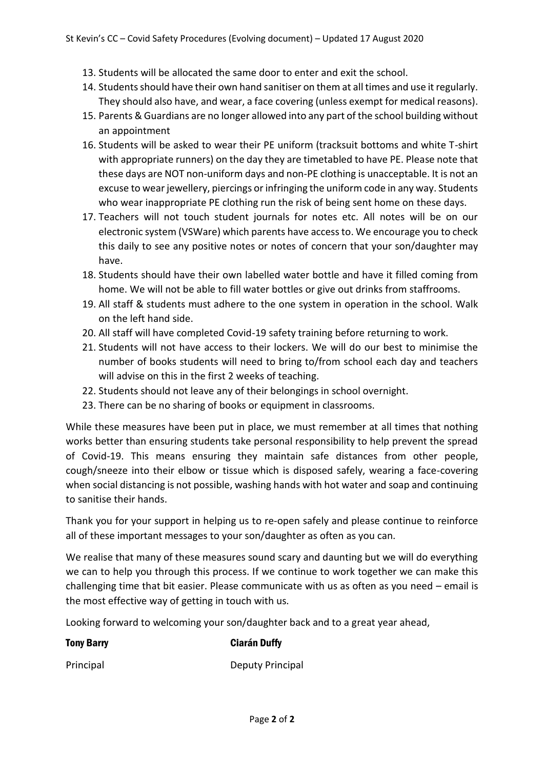13. Students will be allocated the same door to enter and exit the school.
14. Students should have their own hand sanitiser on them at all times and use it regularly. They should also have, and wear, a face covering (unless exempt for medical reasons).
15. Parents & Guardians are no longer allowed into any part of the school building without an appointment
16. Students will be asked to wear their PE uniform (tracksuit bottoms and white T-shirt with appropriate runners) on the day they are timetabled to have PE. Please note that these days are NOT non-uniform days and non-PE clothing is unacceptable. It is not an excuse to wear jewellery, piercings or infringing the uniform code in any way. Students who wear inappropriate PE clothing run the risk of being sent home on these days.
17. Teachers will not touch student journals for notes etc. All notes will be on our electronic system (VSWare) which parents have access to. We encourage you to check this daily to see any positive notes or notes of concern that your son/daughter may have.
18. Students should have their own labelled water bottle and have it filled coming from home. We will not be able to fill water bottles or give out drinks from staffrooms.
19. All staff & students must adhere to the one system in operation in the school. Walk on the left hand side.
20. All staff will have completed Covid-19 safety training before returning to work.
21. Students will not have access to their lockers. We will do our best to minimise the number of books students will need to bring to/from school each day and teachers will advise on this in the first 2 weeks of teaching.
22. Students should not leave any of their belongings in school overnight.
23. There can be no sharing of books or equipment in classrooms.

While these measures have been put in place, we must remember at all times that nothing works better than ensuring students take personal responsibility to help prevent the spread of Covid-19. This means ensuring they maintain safe distances from other people, cough/sneeze into their elbow or tissue which is disposed safely, wearing a face-covering when social distancing is not possible, washing hands with hot water and soap and continuing to sanitise their hands.

Thank you for your support in helping us to re-open safely and please continue to reinforce all of these important messages to your son/daughter as often as you can.

We realise that many of these measures sound scary and daunting but we will do everything we can to help you through this process. If we continue to work together we can make this challenging time that bit easier. Please communicate with us as often as you need – email is the most effective way of getting in touch with us.

Looking forward to welcoming your son/daughter back and to a great year ahead,

**Tony Barry**
Principal

**Ciarán Duffy**
Deputy Principal